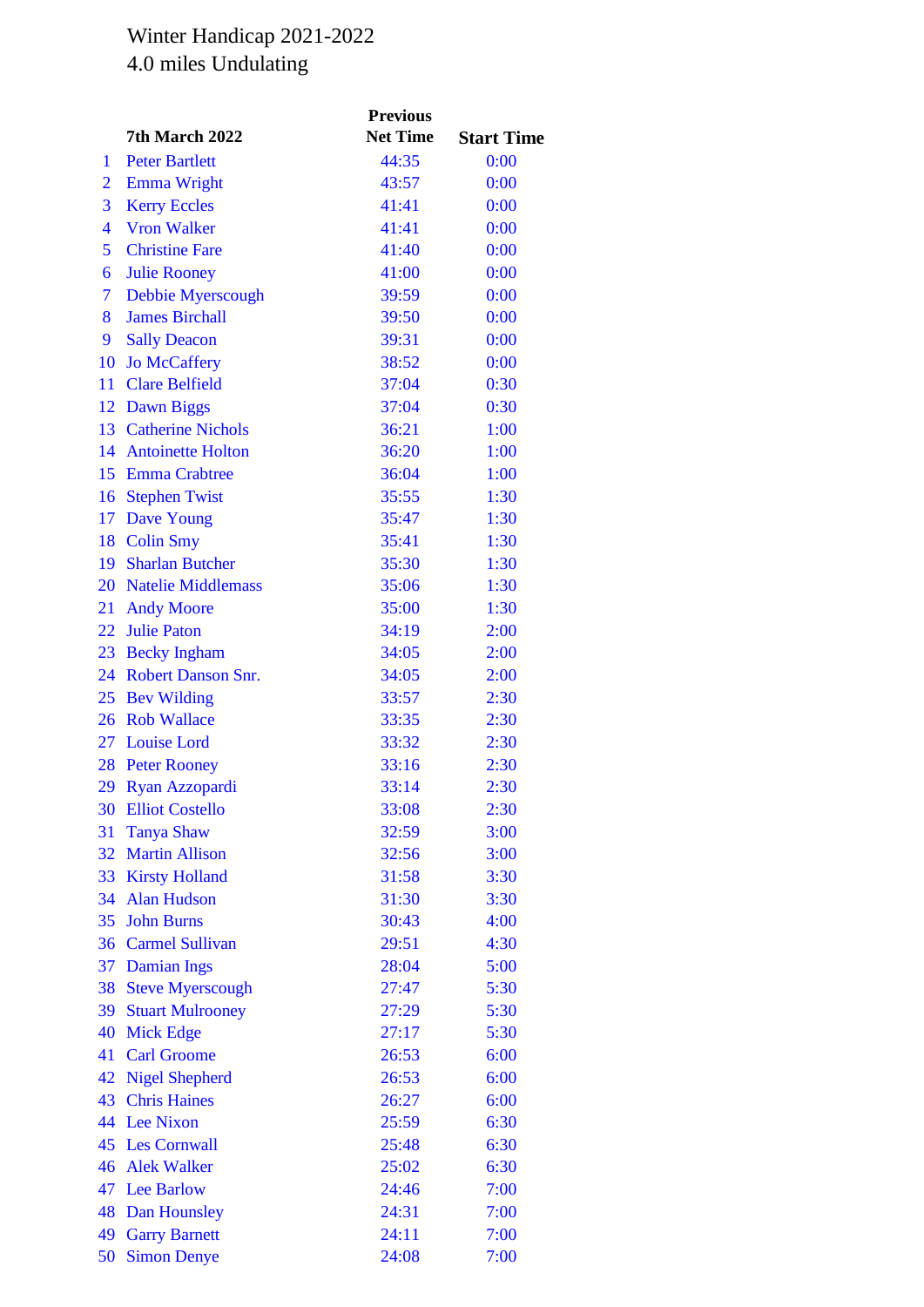# Winter Handicap 2021-2022

## 4.0 miles Undulating

| | 7th March 2022 | Previous Net Time | Start Time |
|---|---|---|---|
| 1 | Peter Bartlett | 44:35 | 0:00 |
| 2 | Emma Wright | 43:57 | 0:00 |
| 3 | Kerry Eccles | 41:41 | 0:00 |
| 4 | Vron Walker | 41:41 | 0:00 |
| 5 | Christine Fare | 41:40 | 0:00 |
| 6 | Julie Rooney | 41:00 | 0:00 |
| 7 | Debbie Myerscough | 39:59 | 0:00 |
| 8 | James Birchall | 39:50 | 0:00 |
| 9 | Sally Deacon | 39:31 | 0:00 |
| 10 | Jo McCaffery | 38:52 | 0:00 |
| 11 | Clare Belfield | 37:04 | 0:30 |
| 12 | Dawn Biggs | 37:04 | 0:30 |
| 13 | Catherine Nichols | 36:21 | 1:00 |
| 14 | Antoinette Holton | 36:20 | 1:00 |
| 15 | Emma Crabtree | 36:04 | 1:00 |
| 16 | Stephen Twist | 35:55 | 1:30 |
| 17 | Dave Young | 35:47 | 1:30 |
| 18 | Colin Smy | 35:41 | 1:30 |
| 19 | Sharlan Butcher | 35:30 | 1:30 |
| 20 | Natelie Middlemass | 35:06 | 1:30 |
| 21 | Andy Moore | 35:00 | 1:30 |
| 22 | Julie Paton | 34:19 | 2:00 |
| 23 | Becky Ingham | 34:05 | 2:00 |
| 24 | Robert Danson Snr. | 34:05 | 2:00 |
| 25 | Bev Wilding | 33:57 | 2:30 |
| 26 | Rob Wallace | 33:35 | 2:30 |
| 27 | Louise Lord | 33:32 | 2:30 |
| 28 | Peter Rooney | 33:16 | 2:30 |
| 29 | Ryan Azzopardi | 33:14 | 2:30 |
| 30 | Elliot Costello | 33:08 | 2:30 |
| 31 | Tanya Shaw | 32:59 | 3:00 |
| 32 | Martin Allison | 32:56 | 3:00 |
| 33 | Kirsty Holland | 31:58 | 3:30 |
| 34 | Alan Hudson | 31:30 | 3:30 |
| 35 | John Burns | 30:43 | 4:00 |
| 36 | Carmel Sullivan | 29:51 | 4:30 |
| 37 | Damian Ings | 28:04 | 5:00 |
| 38 | Steve Myerscough | 27:47 | 5:30 |
| 39 | Stuart Mulrooney | 27:29 | 5:30 |
| 40 | Mick Edge | 27:17 | 5:30 |
| 41 | Carl Groome | 26:53 | 6:00 |
| 42 | Nigel Shepherd | 26:53 | 6:00 |
| 43 | Chris Haines | 26:27 | 6:00 |
| 44 | Lee Nixon | 25:59 | 6:30 |
| 45 | Les Cornwall | 25:48 | 6:30 |
| 46 | Alek Walker | 25:02 | 6:30 |
| 47 | Lee Barlow | 24:46 | 7:00 |
| 48 | Dan Hounsley | 24:31 | 7:00 |
| 49 | Garry Barnett | 24:11 | 7:00 |
| 50 | Simon Denye | 24:08 | 7:00 |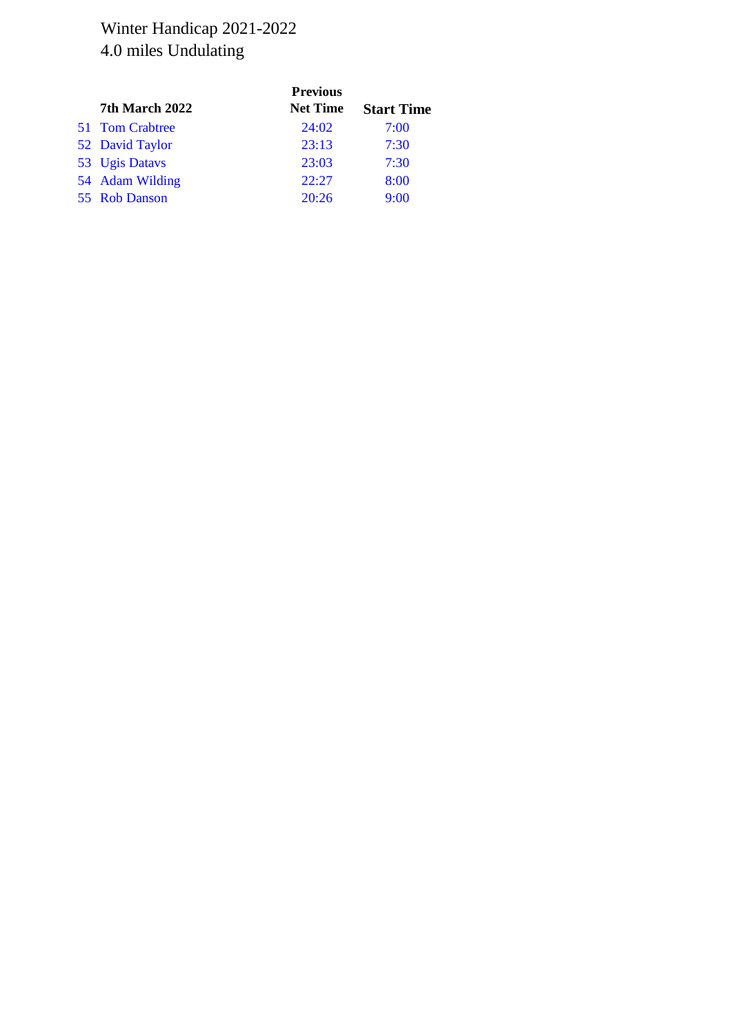Winter Handicap 2021-2022

4.0 miles Undulating

| | 7th March 2022 | Previous Net Time | Start Time |
|---|---|---|---|
| 51 | Tom Crabtree | 24:02 | 7:00 |
| 52 | David Taylor | 23:13 | 7:30 |
| 53 | Ugis Datavs | 23:03 | 7:30 |
| 54 | Adam Wilding | 22:27 | 8:00 |
| 55 | Rob Danson | 20:26 | 9:00 |